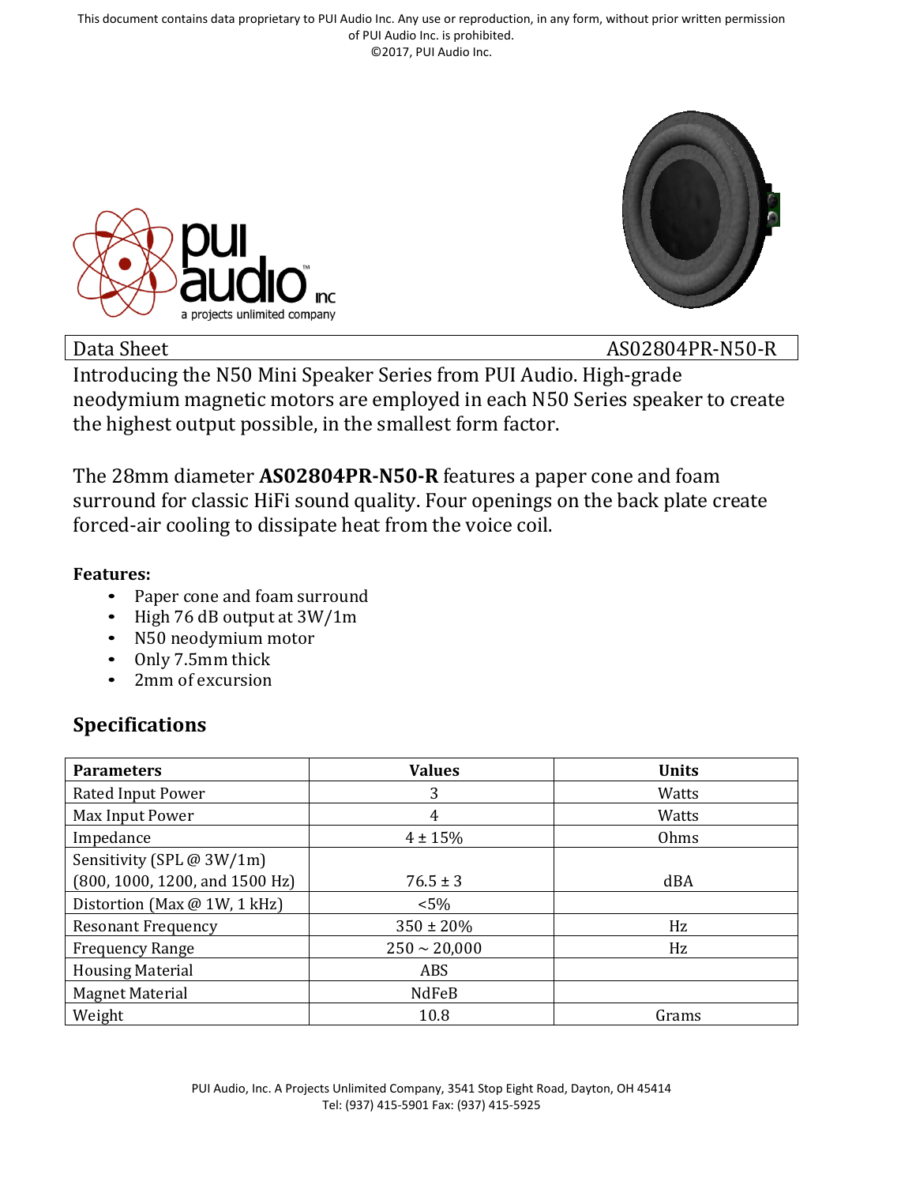This document contains data proprietary to PUI Audio Inc. Any use or reproduction, in any form, without prior written permission of PUI Audio Inc. is prohibited.
©2017, PUI Audio Inc.

| Data Sheet | AS02804PR-N50-R |
|---|---|

Introducing the N50 Mini Speaker Series from PUI Audio. High-grade neodymium magnetic motors are employed in each N50 Series speaker to create the highest output possible, in the smallest form factor.

The 28mm diameter **AS02804PR-N50-R** features a paper cone and foam surround for classic HiFi sound quality. Four openings on the back plate create forced-air cooling to dissipate heat from the voice coil.

**Features:**

- Paper cone and foam surround
- High 76 dB output at 3W/1m
- N50 neodymium motor
- Only 7.5mm thick
- 2mm of excursion

## Specifications

| Parameters | Values | Units |
|---|---|---|
| Rated Input Power | 3 | Watts |
| Max Input Power | 4 | Watts |
| Impedance | 4 ± 15% | Ohms |
| Sensitivity (SPL @ 3W/1m) (800, 1000, 1200, and 1500 Hz) | 76.5 ± 3 | dBA |
| Distortion (Max @ 1W, 1 kHz) | <5% | |
| Resonant Frequency | 350 ± 20% | Hz |
| Frequency Range | 250 ~ 20,000 | Hz |
| Housing Material | ABS | |
| Magnet Material | NdFeB | |
| Weight | 10.8 | Grams |

PUI Audio, Inc. A Projects Unlimited Company, 3541 Stop Eight Road, Dayton, OH 45414
Tel: (937) 415-5901 Fax: (937) 415-5925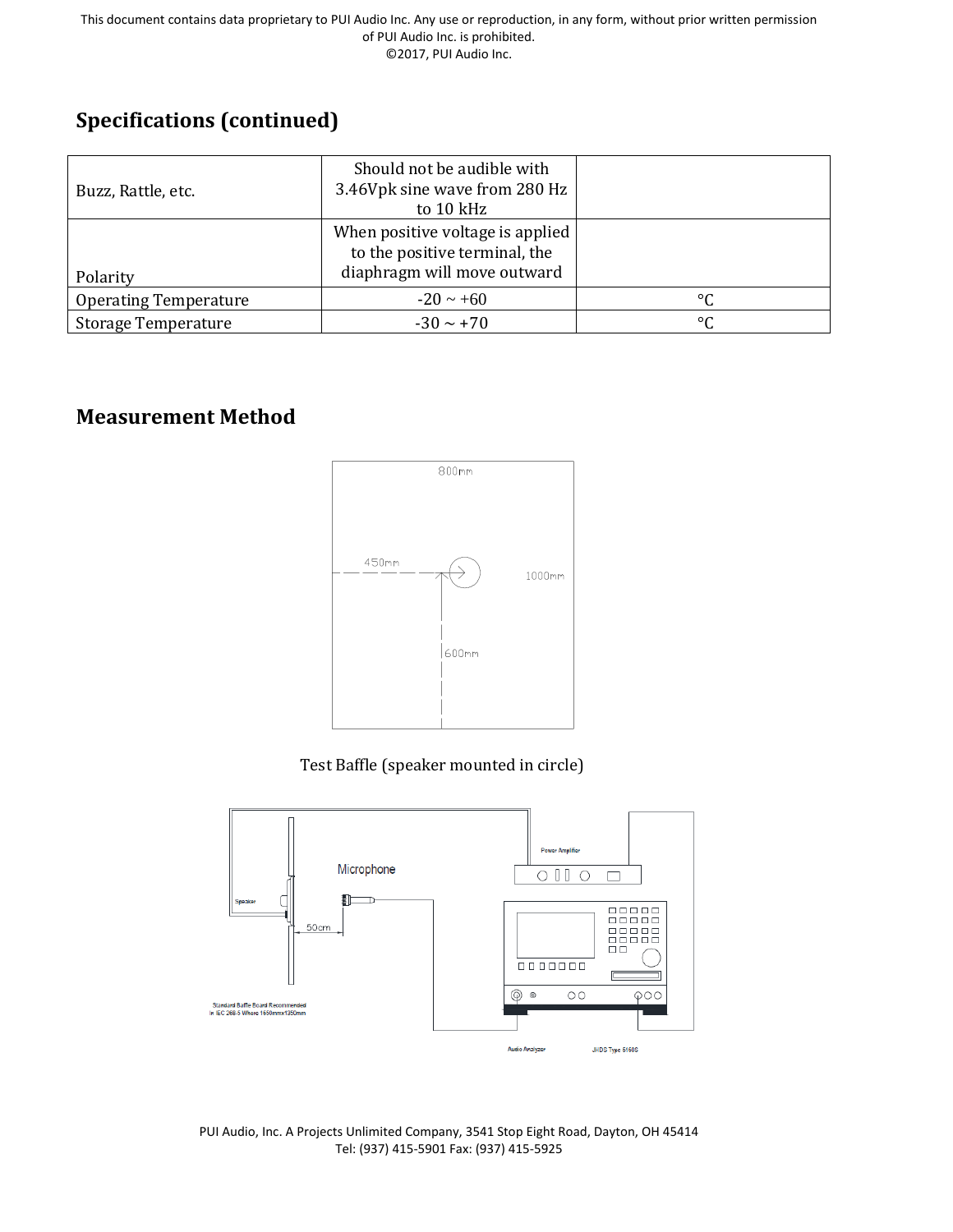## Specifications (continued)

| | | |
|---|---|---|
| Buzz, Rattle, etc. | Should not be audible with 3.46Vpk sine wave from 280 Hz to 10 kHz | |
| Polarity | When positive voltage is applied to the positive terminal, the diaphragm will move outward | |
| Operating Temperature | -20 ~ +60 | °C |
| Storage Temperature | -30 ~ +70 | °C |

## Measurement Method

Test Baffle (speaker mounted in circle)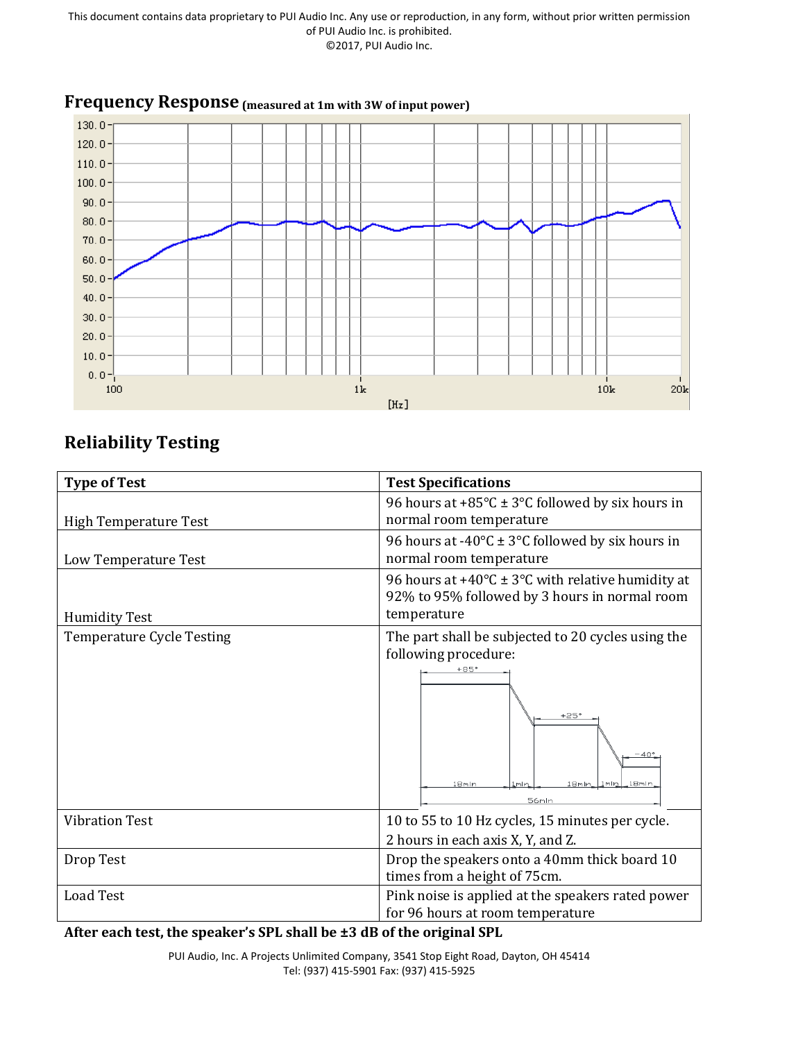This document contains data proprietary to PUI Audio Inc. Any use or reproduction, in any form, without prior written permission of PUI Audio Inc. is prohibited.
©2017, PUI Audio Inc.

## Frequency Response (measured at 1m with 3W of input power)

## Reliability Testing

| Type of Test | Test Specifications |
|---|---|
| High Temperature Test | 96 hours at +85°C ± 3°C followed by six hours in normal room temperature |
| Low Temperature Test | 96 hours at -40°C ± 3°C followed by six hours in normal room temperature |
| Humidity Test | 96 hours at +40°C ± 3°C with relative humidity at 92% to 95% followed by 3 hours in normal room temperature |
| Temperature Cycle Testing | The part shall be subjected to 20 cycles using the following procedure: +85° 18min, 1min, +25° 18min, 1min, −40° 18min; 56min |
| Vibration Test | 10 to 55 to 10 Hz cycles, 15 minutes per cycle. 2 hours in each axis X, Y, and Z. |
| Drop Test | Drop the speakers onto a 40mm thick board 10 times from a height of 75cm. |
| Load Test | Pink noise is applied at the speakers rated power for 96 hours at room temperature |

**After each test, the speaker's SPL shall be ±3 dB of the original SPL**

PUI Audio, Inc. A Projects Unlimited Company, 3541 Stop Eight Road, Dayton, OH 45414
Tel: (937) 415-5901 Fax: (937) 415-5925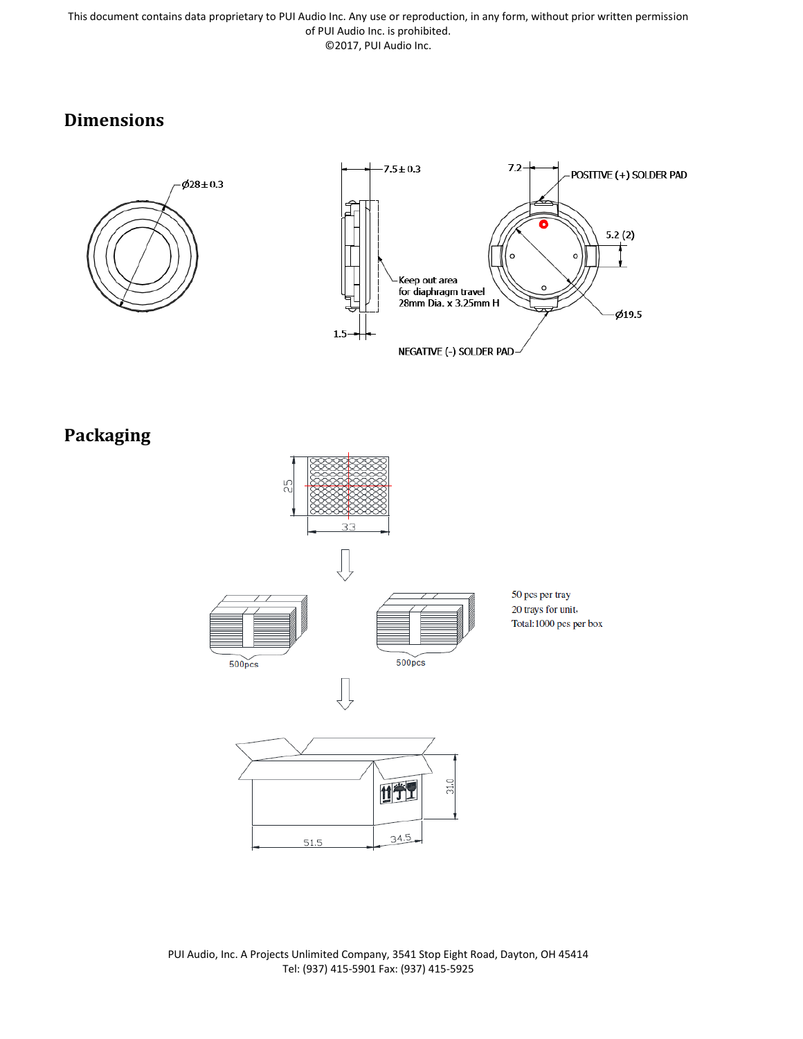# Dimensions

Ø28±0.3

7.5±0.3

1.5

Keep out area for diaphragm travel 28mm Dia. x 3.25mm H

7.2

POSITIVE (+) SOLDER PAD

5.2 (2)

Ø19.5

NEGATIVE (-) SOLDER PAD

# Packaging

25

33

500pcs

500pcs

50 pcs per tray
20 trays for unit,
Total:1000 pcs per box

31.0

51.5

34.5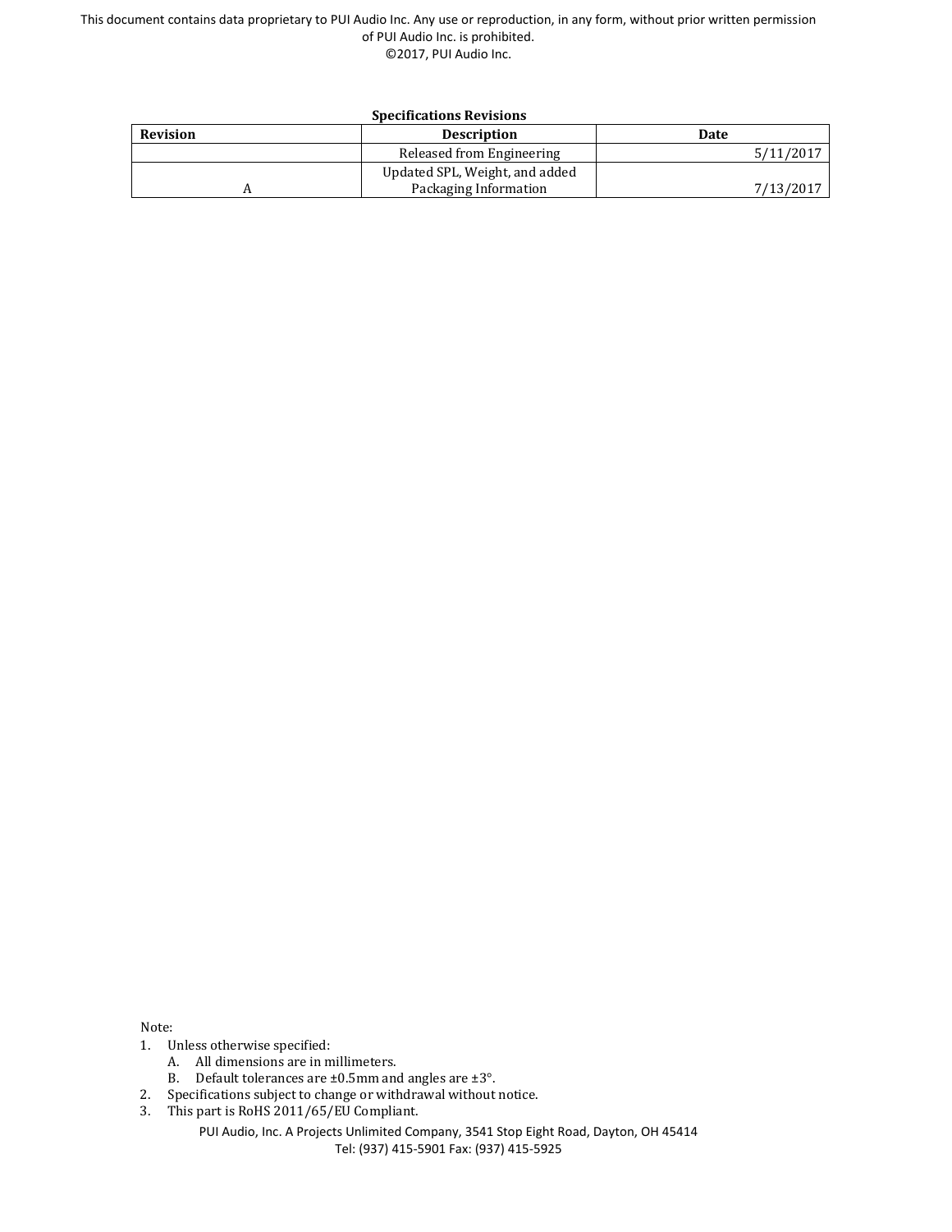**Specifications Revisions**

| Revision | Description | Date |
|---|---|---|
| | Released from Engineering | 5/11/2017 |
| A | Updated SPL, Weight, and added Packaging Information | 7/13/2017 |

Note:

1. Unless otherwise specified:
   A. All dimensions are in millimeters.
   B. Default tolerances are ±0.5mm and angles are ±3°.
2. Specifications subject to change or withdrawal without notice.
3. This part is RoHS 2011/65/EU Compliant.